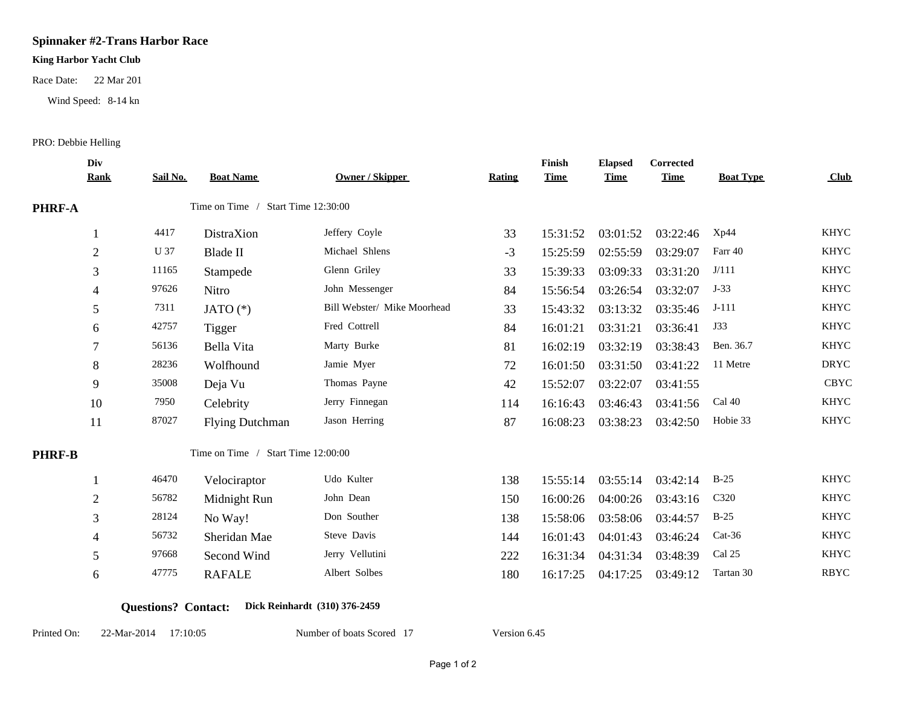# Spinnaker #2-Trans Harbor Race

**King Harbor Yacht Club**

Race Date: 22 Mar 201

Wind Speed: 8-14 kn

PRO: Debbie Helling

| Div Rank | Sail No. | Boat Name | Owner / Skipper | Rating | Finish Time | Elapsed Time | Corrected Time | Boat Type | Club |
|---|---|---|---|---|---|---|---|---|---|
| **PHRF-A** | | Time on Time / Start Time 12:30:00 | | | | | | | |
| 1 | 4417 | DistraXion | Jeffery Coyle | 33 | 15:31:52 | 03:01:52 | 03:22:46 | Xp44 | KHYC |
| 2 | U 37 | Blade II | Michael Shlens | -3 | 15:25:59 | 02:55:59 | 03:29:07 | Farr 40 | KHYC |
| 3 | 11165 | Stampede | Glenn Griley | 33 | 15:39:33 | 03:09:33 | 03:31:20 | J/111 | KHYC |
| 4 | 97626 | Nitro | John Messenger | 84 | 15:56:54 | 03:26:54 | 03:32:07 | J-33 | KHYC |
| 5 | 7311 | JATO (*) | Bill Webster/ Mike Moorhead | 33 | 15:43:32 | 03:13:32 | 03:35:46 | J-111 | KHYC |
| 6 | 42757 | Tigger | Fred Cottrell | 84 | 16:01:21 | 03:31:21 | 03:36:41 | J33 | KHYC |
| 7 | 56136 | Bella Vita | Marty Burke | 81 | 16:02:19 | 03:32:19 | 03:38:43 | Ben. 36.7 | KHYC |
| 8 | 28236 | Wolfhound | Jamie Myer | 72 | 16:01:50 | 03:31:50 | 03:41:22 | 11 Metre | DRYC |
| 9 | 35008 | Deja Vu | Thomas Payne | 42 | 15:52:07 | 03:22:07 | 03:41:55 | | CBYC |
| 10 | 7950 | Celebrity | Jerry Finnegan | 114 | 16:16:43 | 03:46:43 | 03:41:56 | Cal 40 | KHYC |
| 11 | 87027 | Flying Dutchman | Jason Herring | 87 | 16:08:23 | 03:38:23 | 03:42:50 | Hobie 33 | KHYC |
| **PHRF-B** | | Time on Time / Start Time 12:00:00 | | | | | | | |
| 1 | 46470 | Velociraptor | Udo Kulter | 138 | 15:55:14 | 03:55:14 | 03:42:14 | B-25 | KHYC |
| 2 | 56782 | Midnight Run | John Dean | 150 | 16:00:26 | 04:00:26 | 03:43:16 | C320 | KHYC |
| 3 | 28124 | No Way! | Don Souther | 138 | 15:58:06 | 03:58:06 | 03:44:57 | B-25 | KHYC |
| 4 | 56732 | Sheridan Mae | Steve Davis | 144 | 16:01:43 | 04:01:43 | 03:46:24 | Cat-36 | KHYC |
| 5 | 97668 | Second Wind | Jerry Vellutini | 222 | 16:31:34 | 04:31:34 | 03:48:39 | Cal 25 | KHYC |
| 6 | 47775 | RAFALE | Albert Solbes | 180 | 16:17:25 | 04:17:25 | 03:49:12 | Tartan 30 | RBYC |

**Questions? Contact: Dick Reinhardt (310) 376-2459**

Printed On: 22-Mar-2014 17:10:05 Number of boats Scored 17 Version 6.45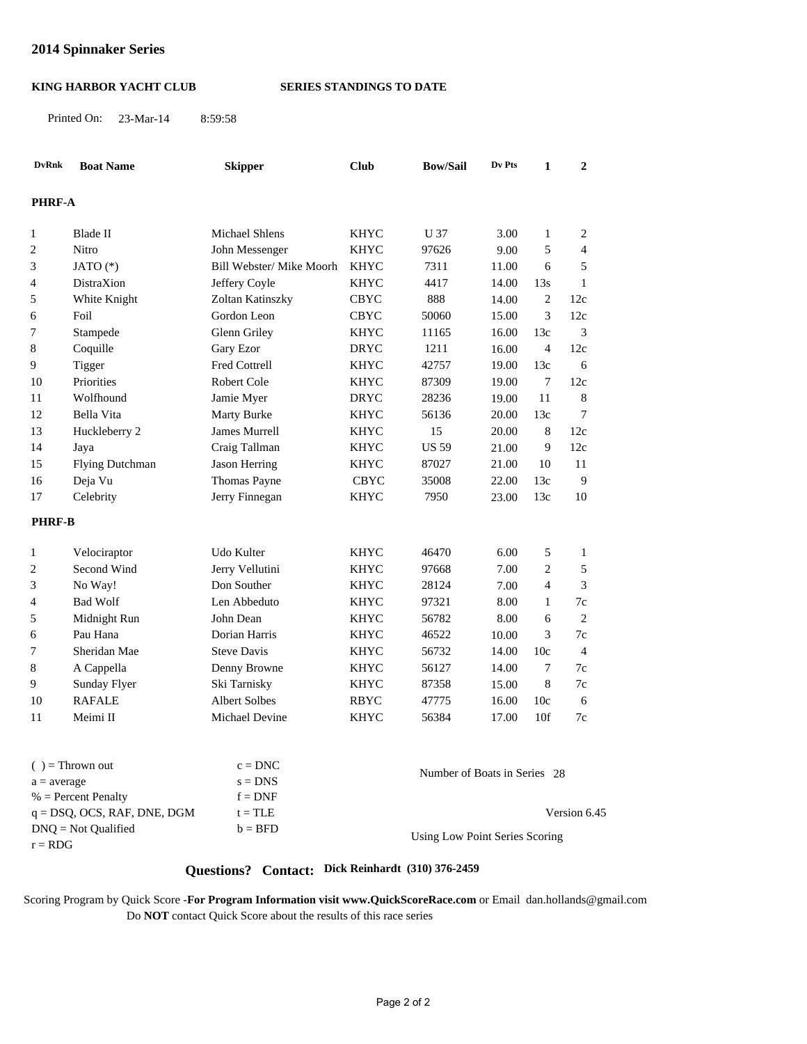## 2014 Spinnaker Series

**KING HARBOR YACHT CLUB** **SERIES STANDINGS TO DATE**

Printed On: 23-Mar-14 8:59:58

| DvRnk | Boat Name | Skipper | Club | Bow/Sail | Dv Pts | 1 | 2 |
|---|---|---|---|---|---|---|---|
| **PHRF-A** | | | | | | | |
| 1 | Blade II | Michael Shlens | KHYC | U 37 | 3.00 | 1 | 2 |
| 2 | Nitro | John Messenger | KHYC | 97626 | 9.00 | 5 | 4 |
| 3 | JATO (*) | Bill Webster/ Mike Moorh | KHYC | 7311 | 11.00 | 6 | 5 |
| 4 | DistraXion | Jeffery Coyle | KHYC | 4417 | 14.00 | 13s | 1 |
| 5 | White Knight | Zoltan Katinszky | CBYC | 888 | 14.00 | 2 | 12c |
| 6 | Foil | Gordon Leon | CBYC | 50060 | 15.00 | 3 | 12c |
| 7 | Stampede | Glenn Griley | KHYC | 11165 | 16.00 | 13c | 3 |
| 8 | Coquille | Gary Ezor | DRYC | 1211 | 16.00 | 4 | 12c |
| 9 | Tigger | Fred Cottrell | KHYC | 42757 | 19.00 | 13c | 6 |
| 10 | Priorities | Robert Cole | KHYC | 87309 | 19.00 | 7 | 12c |
| 11 | Wolfhound | Jamie Myer | DRYC | 28236 | 19.00 | 11 | 8 |
| 12 | Bella Vita | Marty Burke | KHYC | 56136 | 20.00 | 13c | 7 |
| 13 | Huckleberry 2 | James Murrell | KHYC | 15 | 20.00 | 8 | 12c |
| 14 | Jaya | Craig Tallman | KHYC | US 59 | 21.00 | 9 | 12c |
| 15 | Flying Dutchman | Jason Herring | KHYC | 87027 | 21.00 | 10 | 11 |
| 16 | Deja Vu | Thomas Payne | CBYC | 35008 | 22.00 | 13c | 9 |
| 17 | Celebrity | Jerry Finnegan | KHYC | 7950 | 23.00 | 13c | 10 |
| **PHRF-B** | | | | | | | |
| 1 | Velociraptor | Udo Kulter | KHYC | 46470 | 6.00 | 5 | 1 |
| 2 | Second Wind | Jerry Vellutini | KHYC | 97668 | 7.00 | 2 | 5 |
| 3 | No Way! | Don Souther | KHYC | 28124 | 7.00 | 4 | 3 |
| 4 | Bad Wolf | Len Abbeduto | KHYC | 97321 | 8.00 | 1 | 7c |
| 5 | Midnight Run | John Dean | KHYC | 56782 | 8.00 | 6 | 2 |
| 6 | Pau Hana | Dorian Harris | KHYC | 46522 | 10.00 | 3 | 7c |
| 7 | Sheridan Mae | Steve Davis | KHYC | 56732 | 14.00 | 10c | 4 |
| 8 | A Cappella | Denny Browne | KHYC | 56127 | 14.00 | 7 | 7c |
| 9 | Sunday Flyer | Ski Tarnisky | KHYC | 87358 | 15.00 | 8 | 7c |
| 10 | RAFALE | Albert Solbes | RBYC | 47775 | 16.00 | 10c | 6 |
| 11 | Meimi II | Michael Devine | KHYC | 56384 | 17.00 | 10f | 7c |

( ) = Thrown out
a = average
% = Percent Penalty
q = DSQ, OCS, RAF, DNE, DGM
DNQ = Not Qualified
r = RDG

c = DNC
s = DNS
f = DNF
t = TLE
b = BFD

Number of Boats in Series 28

Version 6.45

Using Low Point Series Scoring

**Questions? Contact: Dick Reinhardt (310) 376-2459**

Scoring Program by Quick Score -**For Program Information visit www.QuickScoreRace.com** or Email dan.hollands@gmail.com
Do **NOT** contact Quick Score about the results of this race series